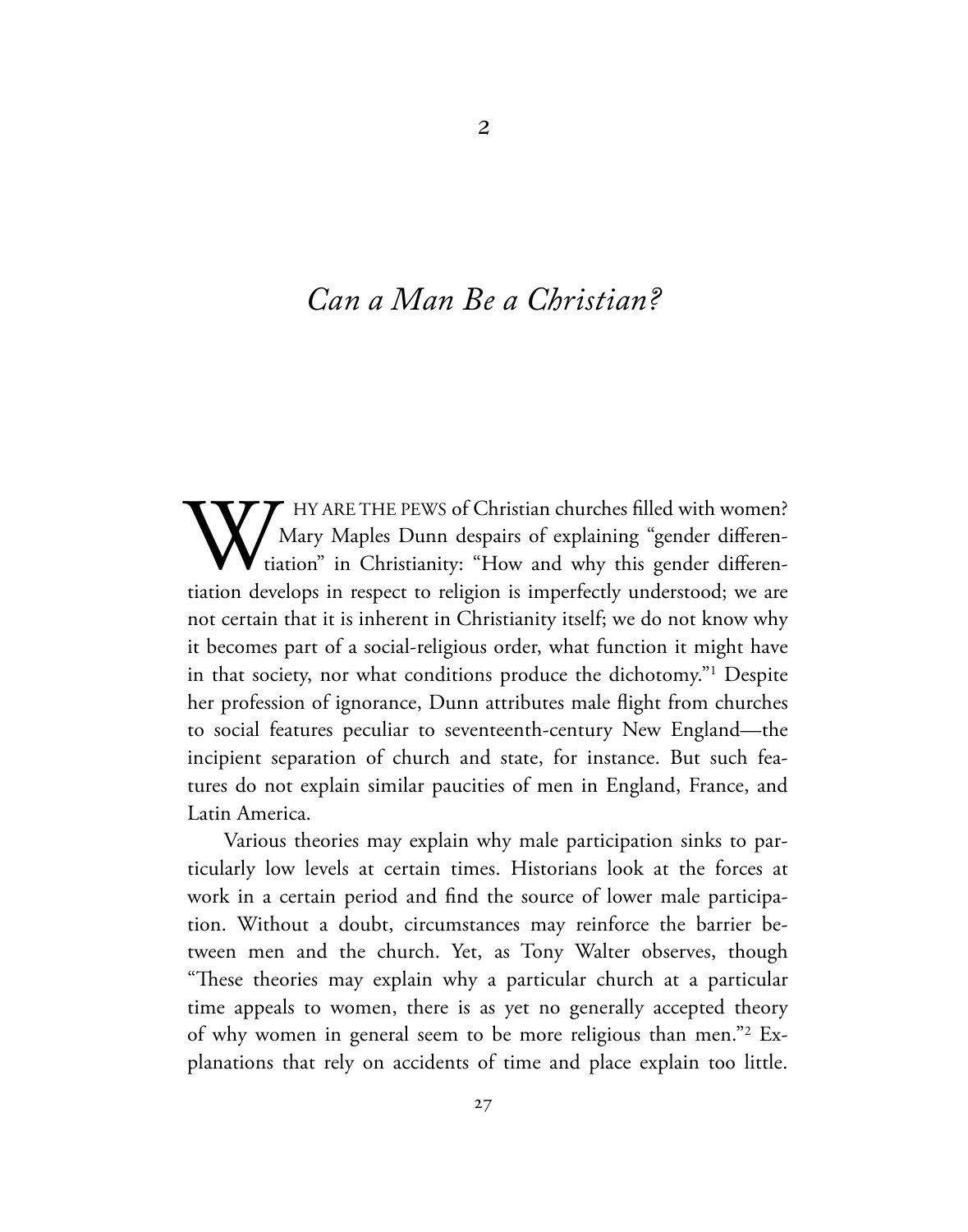# 2

# *Can a Man Be a Christian?*

WHY ARE THE PEWS of Christian churches filled with women? Mary Maples Dunn despairs of explaining "gender differentiation" in Christianity: "How and why this gender differentiation develops in respect to religion is imperfectly understood; we are not certain that it is inherent in Christianity itself; we do not know why it becomes part of a social-religious order, what function it might have in that society, nor what conditions produce the dichotomy."[1] Despite her profession of ignorance, Dunn attributes male flight from churches to social features peculiar to seventeenth-century New England—the incipient separation of church and state, for instance. But such features do not explain similar paucities of men in England, France, and Latin America.

Various theories may explain why male participation sinks to particularly low levels at certain times. Historians look at the forces at work in a certain period and find the source of lower male participation. Without a doubt, circumstances may reinforce the barrier between men and the church. Yet, as Tony Walter observes, though "These theories may explain why a particular church at a particular time appeals to women, there is as yet no generally accepted theory of why women in general seem to be more religious than men."[2] Explanations that rely on accidents of time and place explain too little.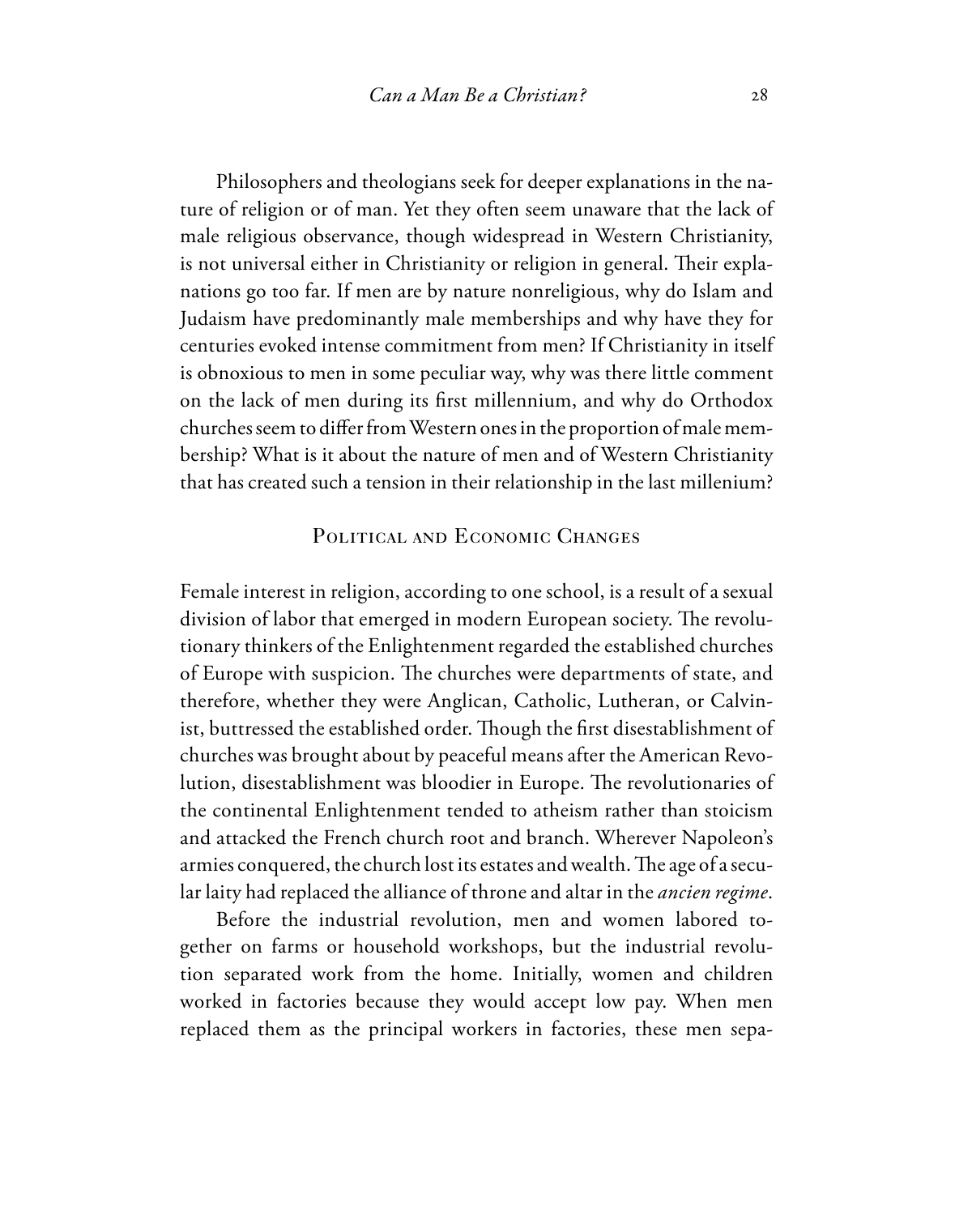Philosophers and theologians seek for deeper explanations in the nature of religion or of man. Yet they often seem unaware that the lack of male religious observance, though widespread in Western Christianity, is not universal either in Christianity or religion in general. Their explanations go too far. If men are by nature nonreligious, why do Islam and Judaism have predominantly male memberships and why have they for centuries evoked intense commitment from men? If Christianity in itself is obnoxious to men in some peculiar way, why was there little comment on the lack of men during its first millennium, and why do Orthodox churches seem to differ from Western ones in the proportion of male membership? What is it about the nature of men and of Western Christianity that has created such a tension in their relationship in the last millenium?

## Political and Economic Changes

Female interest in religion, according to one school, is a result of a sexual division of labor that emerged in modern European society. The revolutionary thinkers of the Enlightenment regarded the established churches of Europe with suspicion. The churches were departments of state, and therefore, whether they were Anglican, Catholic, Lutheran, or Calvinist, buttressed the established order. Though the first disestablishment of churches was brought about by peaceful means after the American Revolution, disestablishment was bloodier in Europe. The revolutionaries of the continental Enlightenment tended to atheism rather than stoicism and attacked the French church root and branch. Wherever Napoleon's armies conquered, the church lost its estates and wealth. The age of a secular laity had replaced the alliance of throne and altar in the *ancien regime*.

Before the industrial revolution, men and women labored together on farms or household workshops, but the industrial revolution separated work from the home. Initially, women and children worked in factories because they would accept low pay. When men replaced them as the principal workers in factories, these men sepa-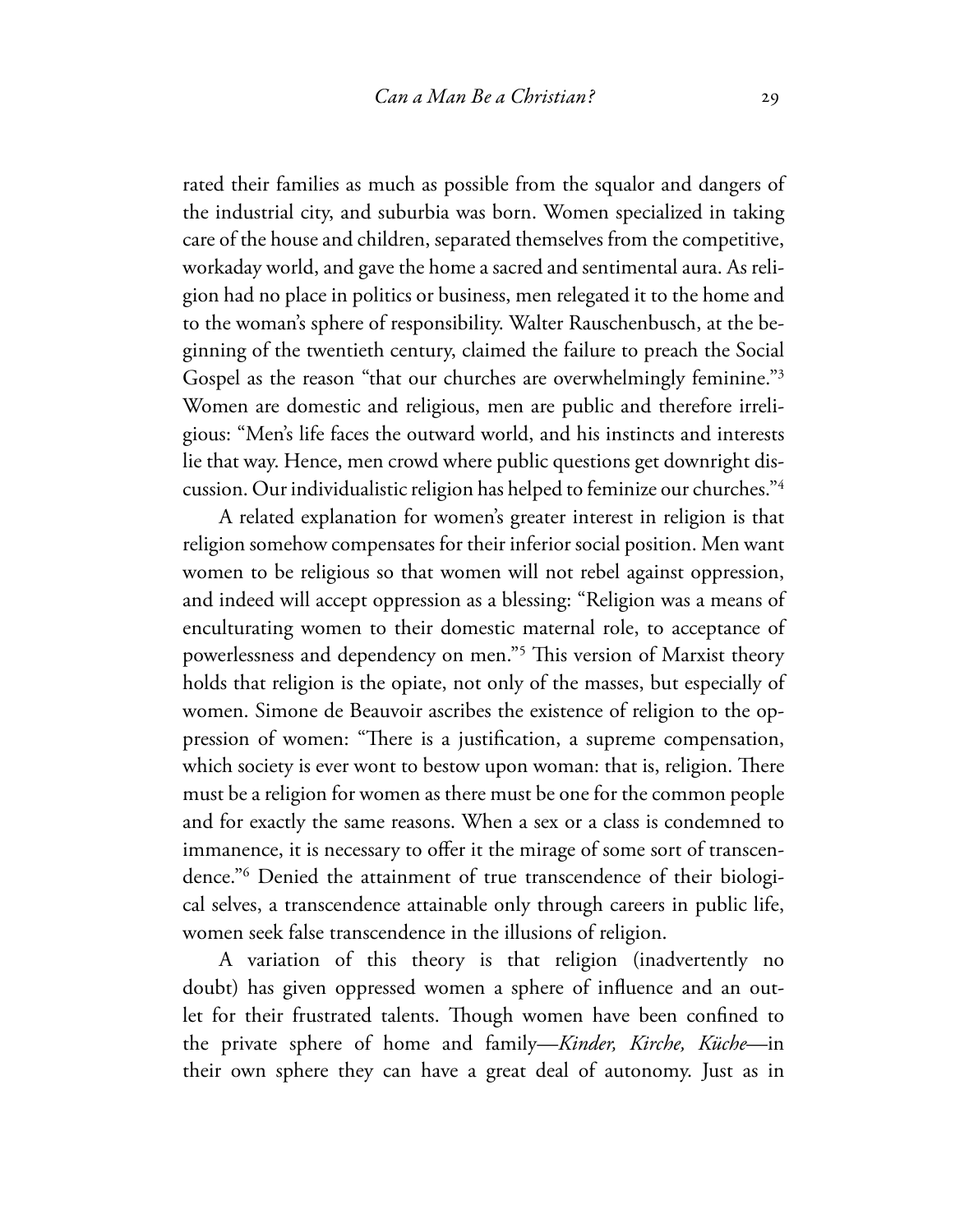rated their families as much as possible from the squalor and dangers of the industrial city, and suburbia was born. Women specialized in taking care of the house and children, separated themselves from the competitive, workaday world, and gave the home a sacred and sentimental aura. As religion had no place in politics or business, men relegated it to the home and to the woman's sphere of responsibility. Walter Rauschenbusch, at the beginning of the twentieth century, claimed the failure to preach the Social Gospel as the reason "that our churches are overwhelmingly feminine."[3] Women are domestic and religious, men are public and therefore irreligious: "Men's life faces the outward world, and his instincts and interests lie that way. Hence, men crowd where public questions get downright discussion. Our individualistic religion has helped to feminize our churches."[4]

A related explanation for women's greater interest in religion is that religion somehow compensates for their inferior social position. Men want women to be religious so that women will not rebel against oppression, and indeed will accept oppression as a blessing: "Religion was a means of enculturating women to their domestic maternal role, to acceptance of powerlessness and dependency on men."[5] This version of Marxist theory holds that religion is the opiate, not only of the masses, but especially of women. Simone de Beauvoir ascribes the existence of religion to the oppression of women: "There is a justification, a supreme compensation, which society is ever wont to bestow upon woman: that is, religion. There must be a religion for women as there must be one for the common people and for exactly the same reasons. When a sex or a class is condemned to immanence, it is necessary to offer it the mirage of some sort of transcendence."[6] Denied the attainment of true transcendence of their biological selves, a transcendence attainable only through careers in public life, women seek false transcendence in the illusions of religion.

A variation of this theory is that religion (inadvertently no doubt) has given oppressed women a sphere of influence and an outlet for their frustrated talents. Though women have been confined to the private sphere of home and family—*Kinder, Kirche, Küche*—in their own sphere they can have a great deal of autonomy. Just as in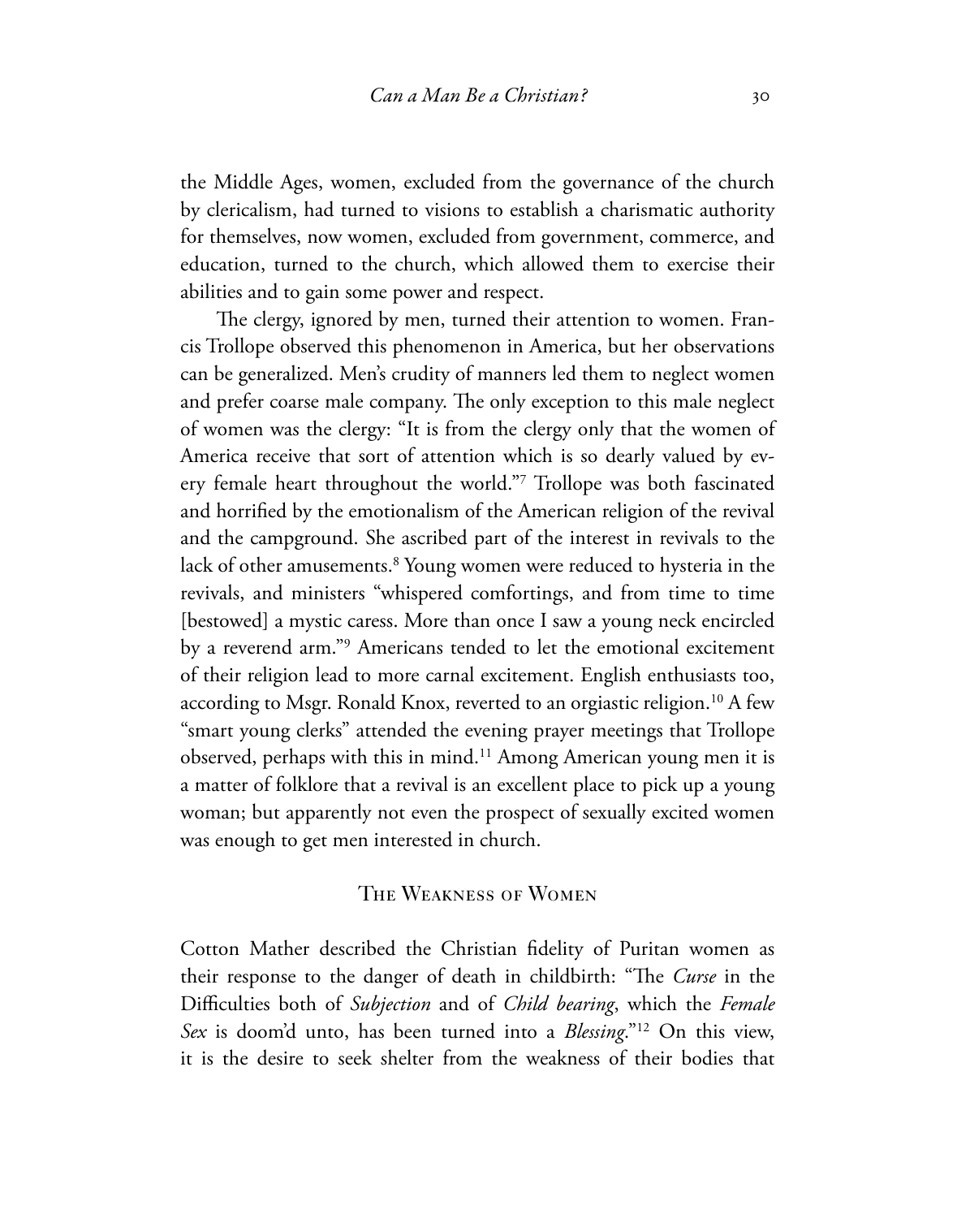the Middle Ages, women, excluded from the governance of the church by clericalism, had turned to visions to establish a charismatic authority for themselves, now women, excluded from government, commerce, and education, turned to the church, which allowed them to exercise their abilities and to gain some power and respect.

The clergy, ignored by men, turned their attention to women. Francis Trollope observed this phenomenon in America, but her observations can be generalized. Men's crudity of manners led them to neglect women and prefer coarse male company. The only exception to this male neglect of women was the clergy: "It is from the clergy only that the women of America receive that sort of attention which is so dearly valued by every female heart throughout the world."[7] Trollope was both fascinated and horrified by the emotionalism of the American religion of the revival and the campground. She ascribed part of the interest in revivals to the lack of other amusements.[8] Young women were reduced to hysteria in the revivals, and ministers "whispered comfortings, and from time to time [bestowed] a mystic caress. More than once I saw a young neck encircled by a reverend arm."[9] Americans tended to let the emotional excitement of their religion lead to more carnal excitement. English enthusiasts too, according to Msgr. Ronald Knox, reverted to an orgiastic religion.[10] A few "smart young clerks" attended the evening prayer meetings that Trollope observed, perhaps with this in mind.[11] Among American young men it is a matter of folklore that a revival is an excellent place to pick up a young woman; but apparently not even the prospect of sexually excited women was enough to get men interested in church.

## The Weakness of Women

Cotton Mather described the Christian fidelity of Puritan women as their response to the danger of death in childbirth: "The *Curse* in the Difficulties both of *Subjection* and of *Child bearing*, which the *Female Sex* is doom'd unto, has been turned into a *Blessing*."[12] On this view, it is the desire to seek shelter from the weakness of their bodies that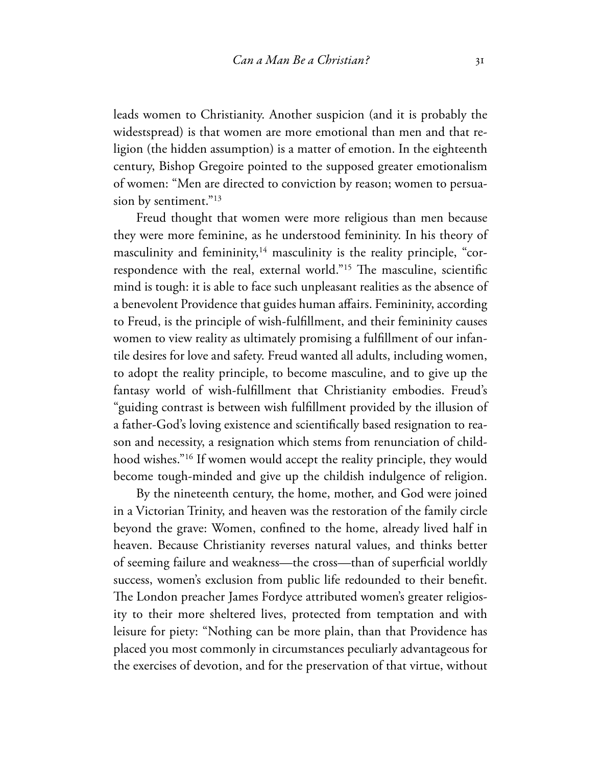leads women to Christianity. Another suspicion (and it is probably the widestspread) is that women are more emotional than men and that religion (the hidden assumption) is a matter of emotion. In the eighteenth century, Bishop Gregoire pointed to the supposed greater emotionalism of women: "Men are directed to conviction by reason; women to persuasion by sentiment."[13]

Freud thought that women were more religious than men because they were more feminine, as he understood femininity. In his theory of masculinity and femininity,[14] masculinity is the reality principle, "correspondence with the real, external world."[15] The masculine, scientific mind is tough: it is able to face such unpleasant realities as the absence of a benevolent Providence that guides human affairs. Femininity, according to Freud, is the principle of wish-fulfillment, and their femininity causes women to view reality as ultimately promising a fulfillment of our infantile desires for love and safety. Freud wanted all adults, including women, to adopt the reality principle, to become masculine, and to give up the fantasy world of wish-fulfillment that Christianity embodies. Freud's "guiding contrast is between wish fulfillment provided by the illusion of a father-God's loving existence and scientifically based resignation to reason and necessity, a resignation which stems from renunciation of childhood wishes."[16] If women would accept the reality principle, they would become tough-minded and give up the childish indulgence of religion.

By the nineteenth century, the home, mother, and God were joined in a Victorian Trinity, and heaven was the restoration of the family circle beyond the grave: Women, confined to the home, already lived half in heaven. Because Christianity reverses natural values, and thinks better of seeming failure and weakness—the cross—than of superficial worldly success, women's exclusion from public life redounded to their benefit. The London preacher James Fordyce attributed women's greater religiosity to their more sheltered lives, protected from temptation and with leisure for piety: "Nothing can be more plain, than that Providence has placed you most commonly in circumstances peculiarly advantageous for the exercises of devotion, and for the preservation of that virtue, without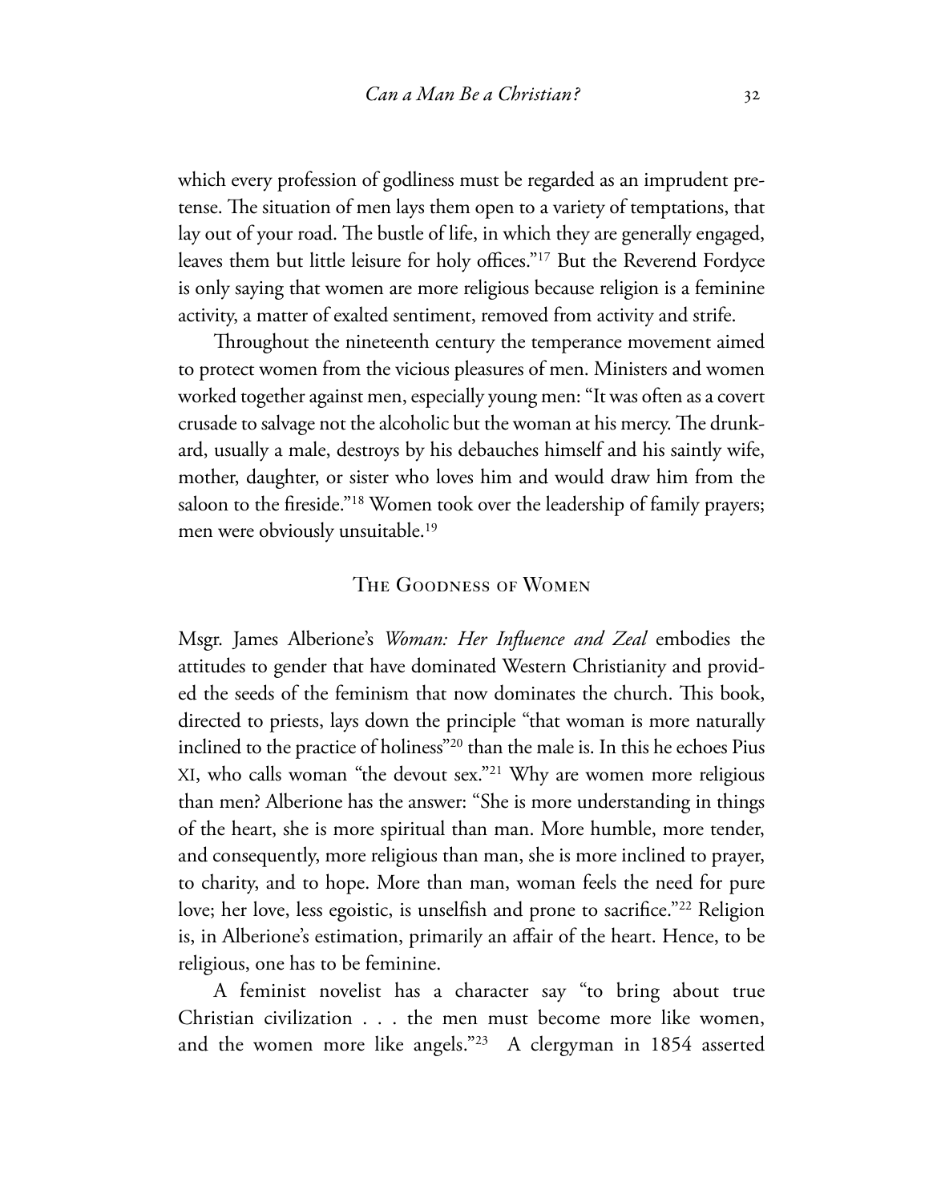which every profession of godliness must be regarded as an imprudent pretense. The situation of men lays them open to a variety of temptations, that lay out of your road. The bustle of life, in which they are generally engaged, leaves them but little leisure for holy offices."[17] But the Reverend Fordyce is only saying that women are more religious because religion is a feminine activity, a matter of exalted sentiment, removed from activity and strife.

Throughout the nineteenth century the temperance movement aimed to protect women from the vicious pleasures of men. Ministers and women worked together against men, especially young men: "It was often as a covert crusade to salvage not the alcoholic but the woman at his mercy. The drunkard, usually a male, destroys by his debauches himself and his saintly wife, mother, daughter, or sister who loves him and would draw him from the saloon to the fireside."[18] Women took over the leadership of family prayers; men were obviously unsuitable.[19]

## The Goodness of Women

Msgr. James Alberione's *Woman: Her Influence and Zeal* embodies the attitudes to gender that have dominated Western Christianity and provided the seeds of the feminism that now dominates the church. This book, directed to priests, lays down the principle "that woman is more naturally inclined to the practice of holiness"[20] than the male is. In this he echoes Pius XI, who calls woman "the devout sex."[21] Why are women more religious than men? Alberione has the answer: "She is more understanding in things of the heart, she is more spiritual than man. More humble, more tender, and consequently, more religious than man, she is more inclined to prayer, to charity, and to hope. More than man, woman feels the need for pure love; her love, less egoistic, is unselfish and prone to sacrifice."[22] Religion is, in Alberione's estimation, primarily an affair of the heart. Hence, to be religious, one has to be feminine.

A feminist novelist has a character say "to bring about true Christian civilization . . . the men must become more like women, and the women more like angels."[23] A clergyman in 1854 asserted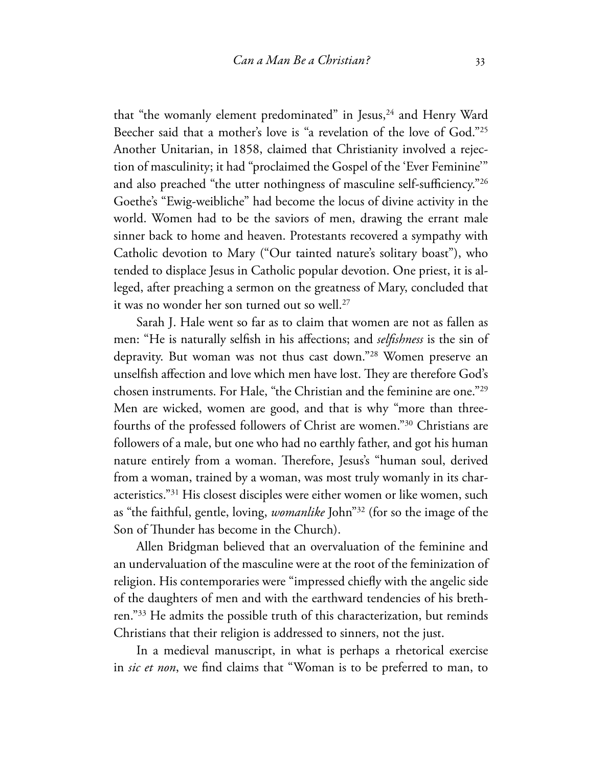that "the womanly element predominated" in Jesus,[24] and Henry Ward Beecher said that a mother's love is "a revelation of the love of God."[25] Another Unitarian, in 1858, claimed that Christianity involved a rejection of masculinity; it had "proclaimed the Gospel of the 'Ever Feminine'" and also preached "the utter nothingness of masculine self-sufficiency."[26] Goethe's "Ewig-weibliche" had become the locus of divine activity in the world. Women had to be the saviors of men, drawing the errant male sinner back to home and heaven. Protestants recovered a sympathy with Catholic devotion to Mary ("Our tainted nature's solitary boast"), who tended to displace Jesus in Catholic popular devotion. One priest, it is alleged, after preaching a sermon on the greatness of Mary, concluded that it was no wonder her son turned out so well.[27]

Sarah J. Hale went so far as to claim that women are not as fallen as men: "He is naturally selfish in his affections; and *selfishness* is the sin of depravity. But woman was not thus cast down."[28] Women preserve an unselfish affection and love which men have lost. They are therefore God's chosen instruments. For Hale, "the Christian and the feminine are one."[29] Men are wicked, women are good, and that is why "more than three-fourths of the professed followers of Christ are women."[30] Christians are followers of a male, but one who had no earthly father, and got his human nature entirely from a woman. Therefore, Jesus's "human soul, derived from a woman, trained by a woman, was most truly womanly in its characteristics."[31] His closest disciples were either women or like women, such as "the faithful, gentle, loving, *womanlike* John"[32] (for so the image of the Son of Thunder has become in the Church).

Allen Bridgman believed that an overvaluation of the feminine and an undervaluation of the masculine were at the root of the feminization of religion. His contemporaries were "impressed chiefly with the angelic side of the daughters of men and with the earthward tendencies of his brethren."[33] He admits the possible truth of this characterization, but reminds Christians that their religion is addressed to sinners, not the just.

In a medieval manuscript, in what is perhaps a rhetorical exercise in *sic et non*, we find claims that "Woman is to be preferred to man, to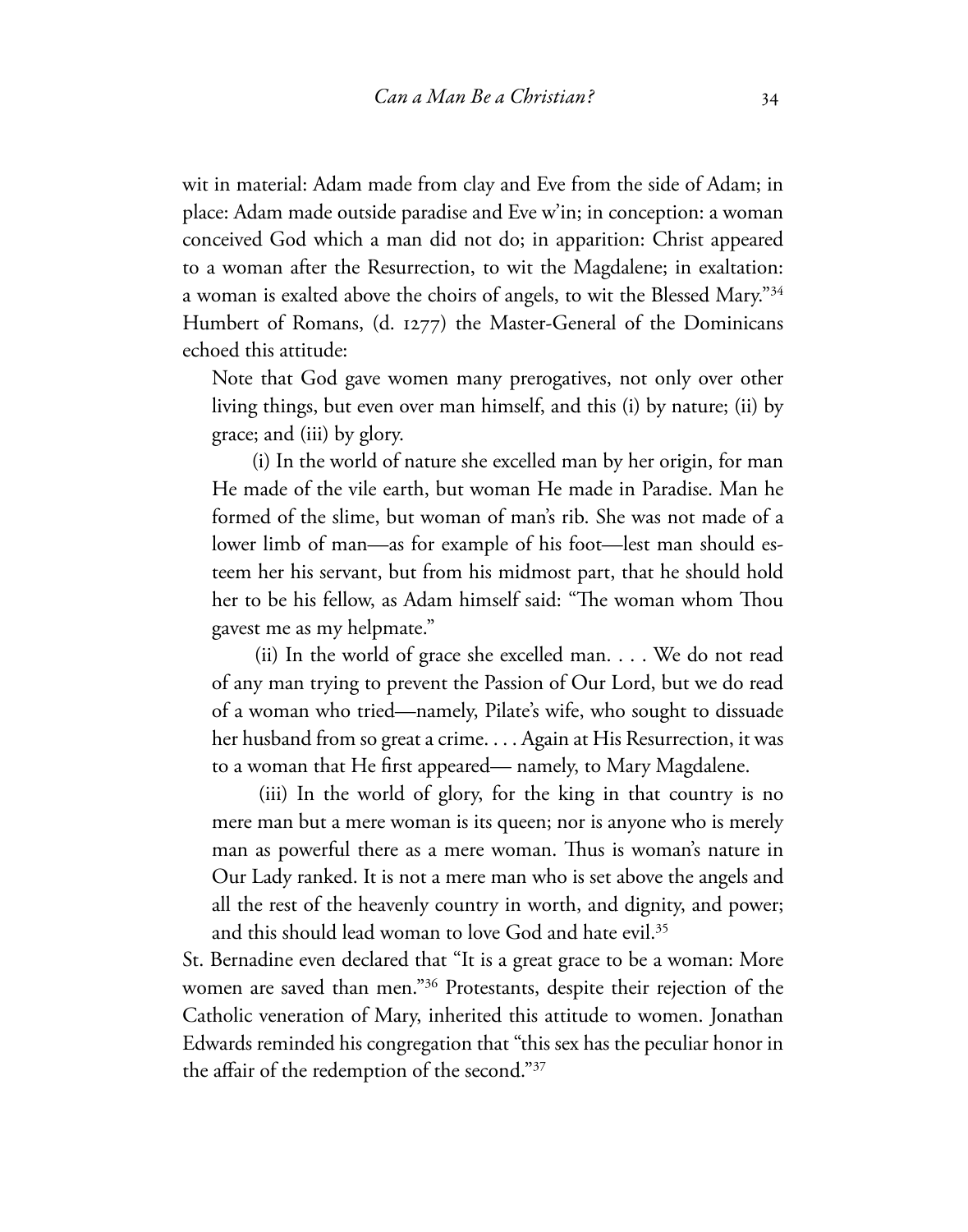wit in material: Adam made from clay and Eve from the side of Adam; in place: Adam made outside paradise and Eve w'in; in conception: a woman conceived God which a man did not do; in apparition: Christ appeared to a woman after the Resurrection, to wit the Magdalene; in exaltation: a woman is exalted above the choirs of angels, to wit the Blessed Mary."[34] Humbert of Romans, (d. 1277) the Master-General of the Dominicans echoed this attitude:

> Note that God gave women many prerogatives, not only over other living things, but even over man himself, and this (i) by nature; (ii) by grace; and (iii) by glory.
>
> (i) In the world of nature she excelled man by her origin, for man He made of the vile earth, but woman He made in Paradise. Man he formed of the slime, but woman of man's rib. She was not made of a lower limb of man—as for example of his foot—lest man should esteem her his servant, but from his midmost part, that he should hold her to be his fellow, as Adam himself said: "The woman whom Thou gavest me as my helpmate."
>
> (ii) In the world of grace she excelled man. . . . We do not read of any man trying to prevent the Passion of Our Lord, but we do read of a woman who tried—namely, Pilate's wife, who sought to dissuade her husband from so great a crime. . . . Again at His Resurrection, it was to a woman that He first appeared— namely, to Mary Magdalene.
>
> (iii) In the world of glory, for the king in that country is no mere man but a mere woman is its queen; nor is anyone who is merely man as powerful there as a mere woman. Thus is woman's nature in Our Lady ranked. It is not a mere man who is set above the angels and all the rest of the heavenly country in worth, and dignity, and power; and this should lead woman to love God and hate evil.[35]

St. Bernadine even declared that "It is a great grace to be a woman: More women are saved than men."[36] Protestants, despite their rejection of the Catholic veneration of Mary, inherited this attitude to women. Jonathan Edwards reminded his congregation that "this sex has the peculiar honor in the affair of the redemption of the second."[37]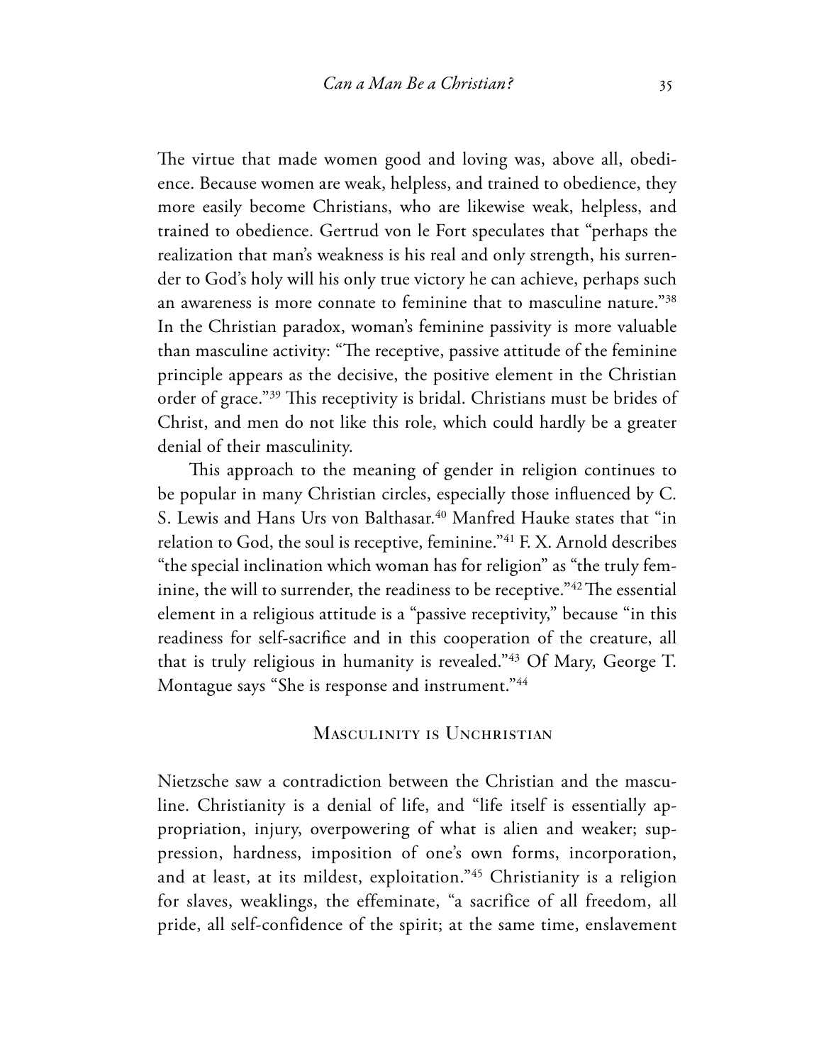The virtue that made women good and loving was, above all, obedience. Because women are weak, helpless, and trained to obedience, they more easily become Christians, who are likewise weak, helpless, and trained to obedience. Gertrud von le Fort speculates that "perhaps the realization that man's weakness is his real and only strength, his surrender to God's holy will his only true victory he can achieve, perhaps such an awareness is more connate to feminine that to masculine nature."[38] In the Christian paradox, woman's feminine passivity is more valuable than masculine activity: "The receptive, passive attitude of the feminine principle appears as the decisive, the positive element in the Christian order of grace."[39] This receptivity is bridal. Christians must be brides of Christ, and men do not like this role, which could hardly be a greater denial of their masculinity.

This approach to the meaning of gender in religion continues to be popular in many Christian circles, especially those influenced by C. S. Lewis and Hans Urs von Balthasar.[40] Manfred Hauke states that "in relation to God, the soul is receptive, feminine."[41] F. X. Arnold describes "the special inclination which woman has for religion" as "the truly feminine, the will to surrender, the readiness to be receptive."[42] The essential element in a religious attitude is a "passive receptivity," because "in this readiness for self-sacrifice and in this cooperation of the creature, all that is truly religious in humanity is revealed."[43] Of Mary, George T. Montague says "She is response and instrument."[44]

## Masculinity is Unchristian

Nietzsche saw a contradiction between the Christian and the masculine. Christianity is a denial of life, and "life itself is essentially appropriation, injury, overpowering of what is alien and weaker; suppression, hardness, imposition of one's own forms, incorporation, and at least, at its mildest, exploitation."[45] Christianity is a religion for slaves, weaklings, the effeminate, "a sacrifice of all freedom, all pride, all self-confidence of the spirit; at the same time, enslavement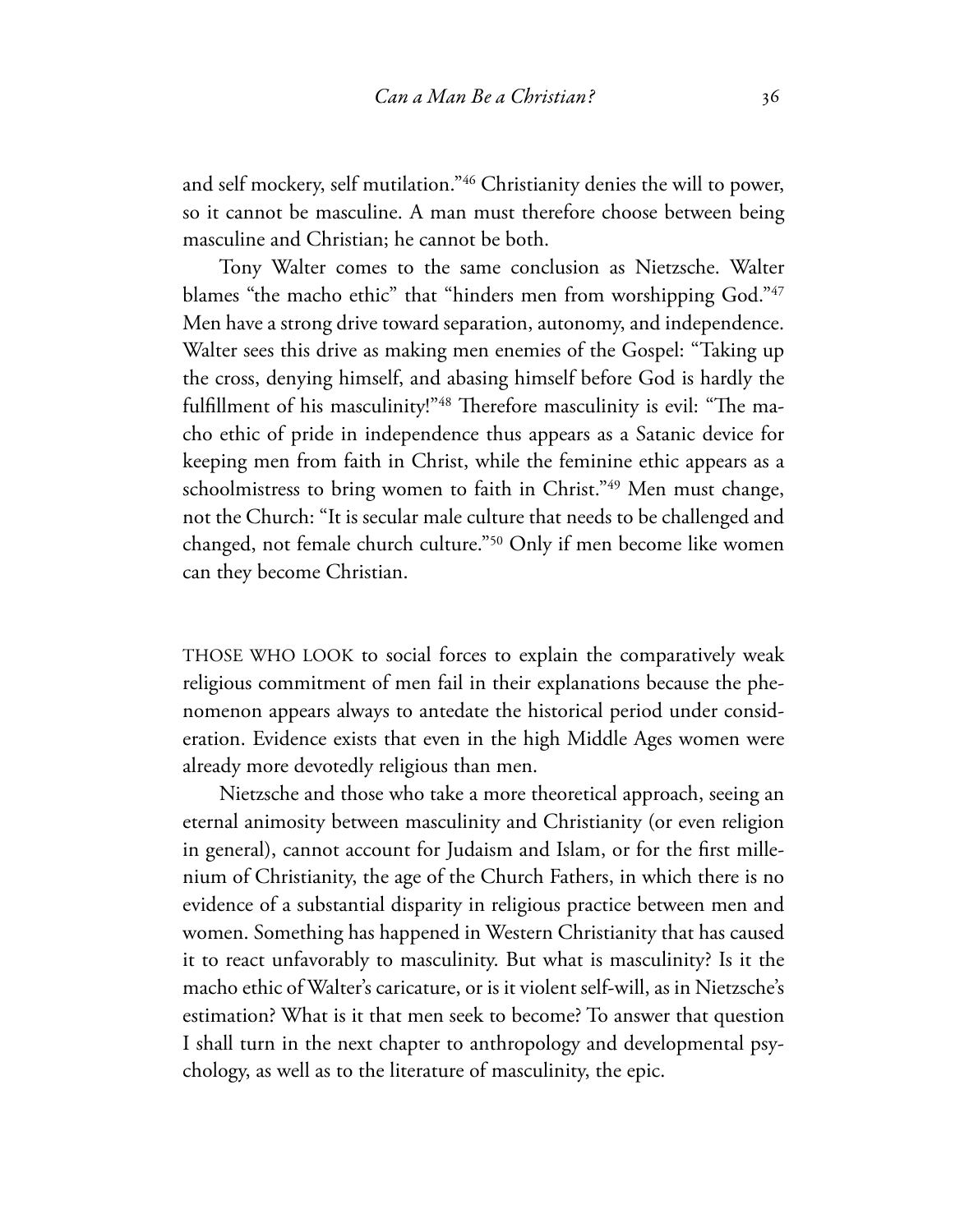and self mockery, self mutilation."[46] Christianity denies the will to power, so it cannot be masculine. A man must therefore choose between being masculine and Christian; he cannot be both.

Tony Walter comes to the same conclusion as Nietzsche. Walter blames "the macho ethic" that "hinders men from worshipping God."[47] Men have a strong drive toward separation, autonomy, and independence. Walter sees this drive as making men enemies of the Gospel: "Taking up the cross, denying himself, and abasing himself before God is hardly the fulfillment of his masculinity!"[48] Therefore masculinity is evil: "The macho ethic of pride in independence thus appears as a Satanic device for keeping men from faith in Christ, while the feminine ethic appears as a schoolmistress to bring women to faith in Christ."[49] Men must change, not the Church: "It is secular male culture that needs to be challenged and changed, not female church culture."[50] Only if men become like women can they become Christian.

THOSE WHO LOOK to social forces to explain the comparatively weak religious commitment of men fail in their explanations because the phenomenon appears always to antedate the historical period under consideration. Evidence exists that even in the high Middle Ages women were already more devotedly religious than men.

Nietzsche and those who take a more theoretical approach, seeing an eternal animosity between masculinity and Christianity (or even religion in general), cannot account for Judaism and Islam, or for the first millenium of Christianity, the age of the Church Fathers, in which there is no evidence of a substantial disparity in religious practice between men and women. Something has happened in Western Christianity that has caused it to react unfavorably to masculinity. But what is masculinity? Is it the macho ethic of Walter's caricature, or is it violent self-will, as in Nietzsche's estimation? What is it that men seek to become? To answer that question I shall turn in the next chapter to anthropology and developmental psychology, as well as to the literature of masculinity, the epic.